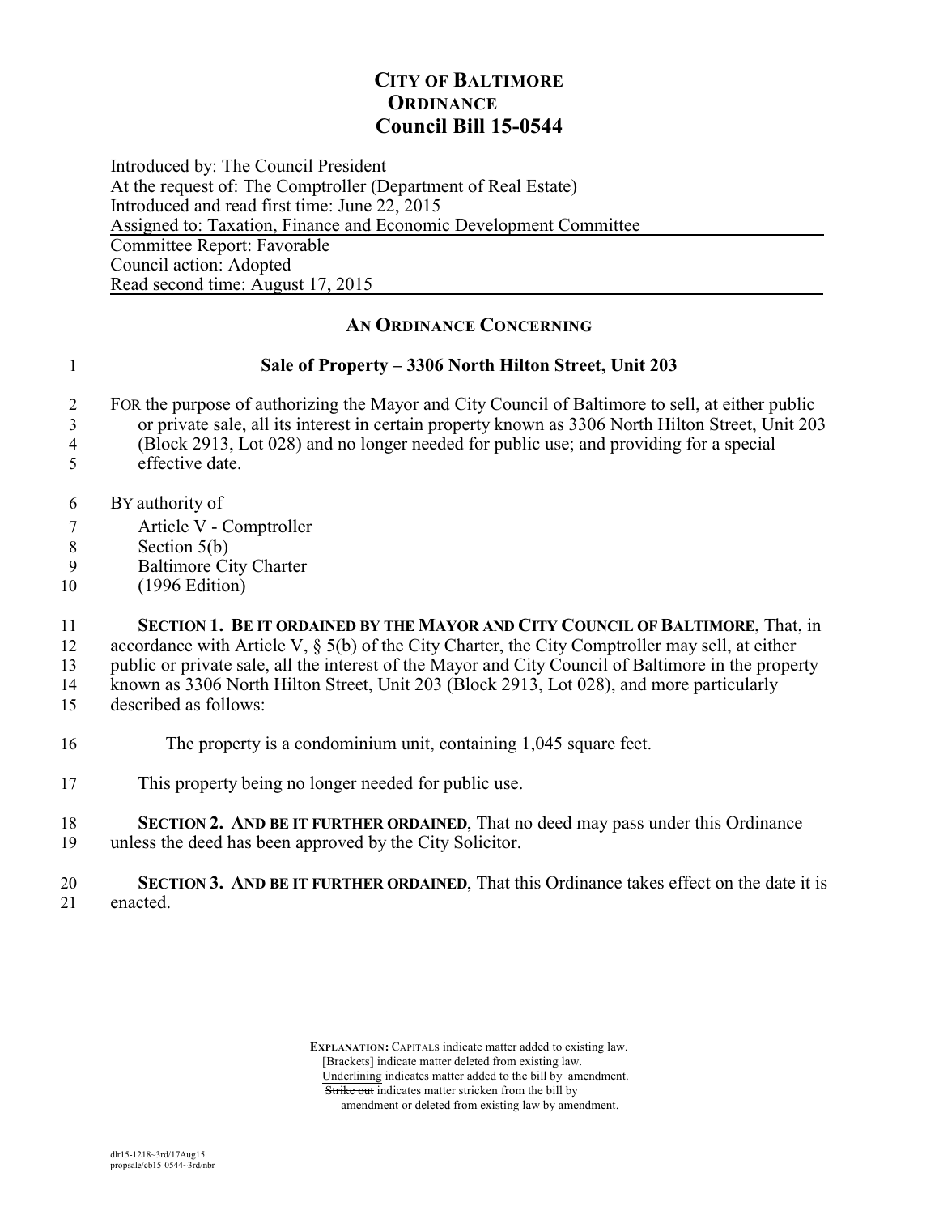# CITY OF BALTIMORE
## ORDINANCE ____
## Council Bill 15-0544

Introduced by: The Council President
At the request of: The Comptroller (Department of Real Estate)
Introduced and read first time: June 22, 2015
Assigned to: Taxation, Finance and Economic Development Committee
Committee Report: Favorable
Council action: Adopted
Read second time: August 17, 2015

### AN ORDINANCE CONCERNING

**Sale of Property – 3306 North Hilton Street, Unit 203**

FOR the purpose of authorizing the Mayor and City Council of Baltimore to sell, at either public or private sale, all its interest in certain property known as 3306 North Hilton Street, Unit 203 (Block 2913, Lot 028) and no longer needed for public use; and providing for a special effective date.

BY authority of
Article V - Comptroller
Section 5(b)
Baltimore City Charter
(1996 Edition)

**SECTION 1. BE IT ORDAINED BY THE MAYOR AND CITY COUNCIL OF BALTIMORE**, That, in accordance with Article V, § 5(b) of the City Charter, the City Comptroller may sell, at either public or private sale, all the interest of the Mayor and City Council of Baltimore in the property known as 3306 North Hilton Street, Unit 203 (Block 2913, Lot 028), and more particularly described as follows:

The property is a condominium unit, containing 1,045 square feet.

This property being no longer needed for public use.

**SECTION 2. AND BE IT FURTHER ORDAINED**, That no deed may pass under this Ordinance unless the deed has been approved by the City Solicitor.

**SECTION 3. AND BE IT FURTHER ORDAINED**, That this Ordinance takes effect on the date it is enacted.

**EXPLANATION:** CAPITALS indicate matter added to existing law.
[Brackets] indicate matter deleted from existing law.
Underlining indicates matter added to the bill by amendment.
~~Strike out~~ indicates matter stricken from the bill by amendment or deleted from existing law by amendment.

dlr15-1218~3rd/17Aug15
propsale/cb15-0544~3rd/nbr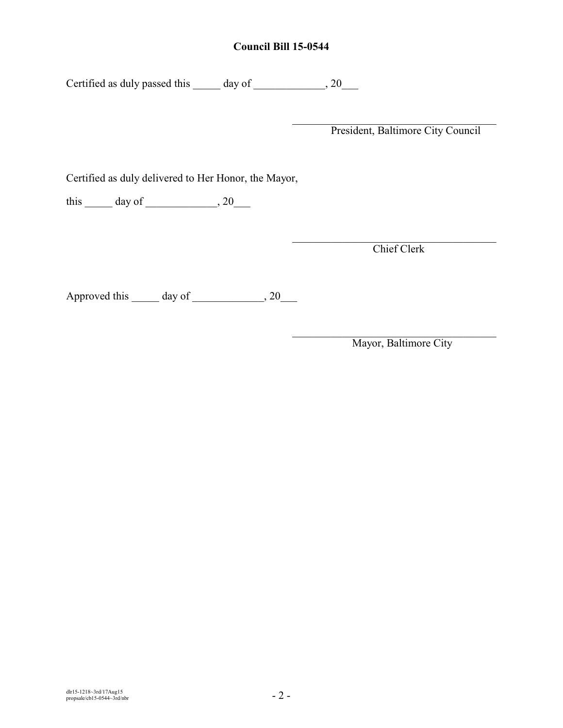**Council Bill 15-0544**

Certified as duly passed this _____ day of _____________, 20___

_________________________________
President, Baltimore City Council

Certified as duly delivered to Her Honor, the Mayor,

this _____ day of _____________, 20___

_________________________________
Chief Clerk

Approved this _____ day of _____________, 20___

_________________________________
Mayor, Baltimore City

dlr15-1218~3rd/17Aug15
propsale/cb15-0544~3rd/nbr